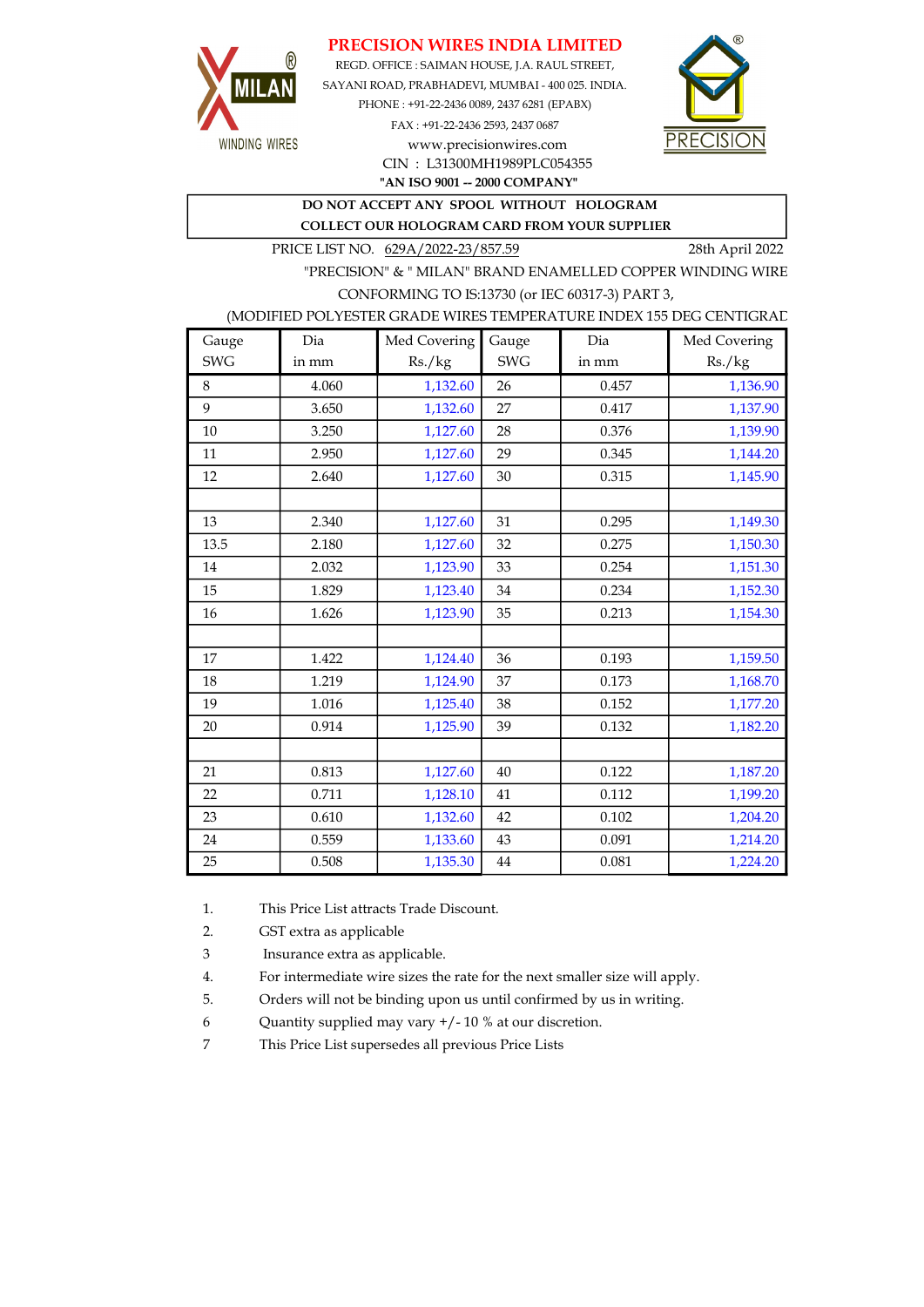# PRECISION WIRES INDIA LIMITED

REGD. OFFICE : SAIMAN HOUSE, J.A. RAUL STREET,
SAYANI ROAD, PRABHADEVI, MUMBAI - 400 025. INDIA.
PHONE : +91-22-2436 0089, 2437 6281 (EPABX)
FAX : +91-22-2436 2593, 2437 0687
www.precisionwires.com
CIN : L31300MH1989PLC054355
**"AN ISO 9001 -- 2000 COMPANY"**

**DO NOT ACCEPT ANY SPOOL WITHOUT HOLOGRAM**
**COLLECT OUR HOLOGRAM CARD FROM YOUR SUPPLIER**

PRICE LIST NO. 629A/2022-23/857.59 28th April 2022

"PRECISION" & " MILAN" BRAND ENAMELLED COPPER WINDING WIRE
CONFORMING TO IS:13730 (or IEC 60317-3) PART 3,
(MODIFIED POLYESTER GRADE WIRES TEMPERATURE INDEX 155 DEG CENTIGRAD

| Gauge SWG | Dia in mm | Med Covering Rs./kg | Gauge SWG | Dia in mm | Med Covering Rs./kg |
|---|---|---|---|---|---|
| 8 | 4.060 | 1,132.60 | 26 | 0.457 | 1,136.90 |
| 9 | 3.650 | 1,132.60 | 27 | 0.417 | 1,137.90 |
| 10 | 3.250 | 1,127.60 | 28 | 0.376 | 1,139.90 |
| 11 | 2.950 | 1,127.60 | 29 | 0.345 | 1,144.20 |
| 12 | 2.640 | 1,127.60 | 30 | 0.315 | 1,145.90 |
| | | | | | |
| 13 | 2.340 | 1,127.60 | 31 | 0.295 | 1,149.30 |
| 13.5 | 2.180 | 1,127.60 | 32 | 0.275 | 1,150.30 |
| 14 | 2.032 | 1,123.90 | 33 | 0.254 | 1,151.30 |
| 15 | 1.829 | 1,123.40 | 34 | 0.234 | 1,152.30 |
| 16 | 1.626 | 1,123.90 | 35 | 0.213 | 1,154.30 |
| | | | | | |
| 17 | 1.422 | 1,124.40 | 36 | 0.193 | 1,159.50 |
| 18 | 1.219 | 1,124.90 | 37 | 0.173 | 1,168.70 |
| 19 | 1.016 | 1,125.40 | 38 | 0.152 | 1,177.20 |
| 20 | 0.914 | 1,125.90 | 39 | 0.132 | 1,182.20 |
| | | | | | |
| 21 | 0.813 | 1,127.60 | 40 | 0.122 | 1,187.20 |
| 22 | 0.711 | 1,128.10 | 41 | 0.112 | 1,199.20 |
| 23 | 0.610 | 1,132.60 | 42 | 0.102 | 1,204.20 |
| 24 | 0.559 | 1,133.60 | 43 | 0.091 | 1,214.20 |
| 25 | 0.508 | 1,135.30 | 44 | 0.081 | 1,224.20 |

1. This Price List attracts Trade Discount.
2. GST extra as applicable
3 Insurance extra as applicable.
4. For intermediate wire sizes the rate for the next smaller size will apply.
5. Orders will not be binding upon us until confirmed by us in writing.
6 Quantity supplied may vary +/- 10 % at our discretion.
7 This Price List supersedes all previous Price Lists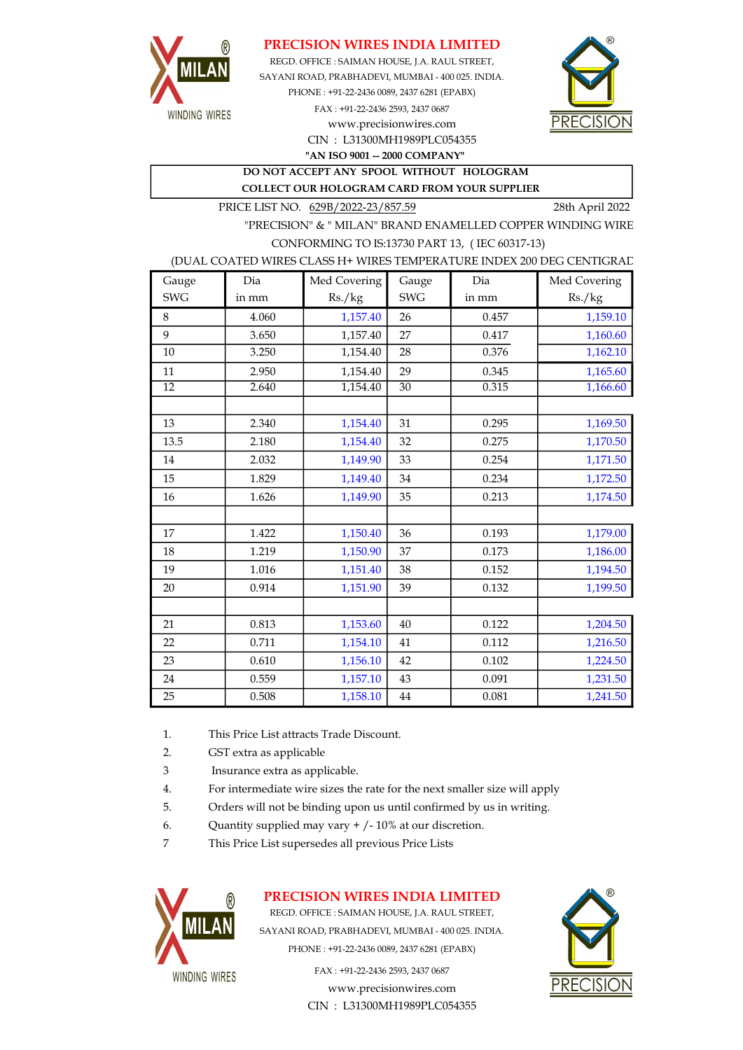# PRECISION WIRES INDIA LIMITED

REGD. OFFICE : SAIMAN HOUSE, J.A. RAUL STREET,
SAYANI ROAD, PRABHADEVI, MUMBAI - 400 025. INDIA.
PHONE : +91-22-2436 0089, 2437 6281 (EPABX)
FAX : +91-22-2436 2593, 2437 0687
www.precisionwires.com
CIN : L31300MH1989PLC054355
**"AN ISO 9001 -- 2000 COMPANY"**

**DO NOT ACCEPT ANY SPOOL WITHOUT HOLOGRAM**
**COLLECT OUR HOLOGRAM CARD FROM YOUR SUPPLIER**

PRICE LIST NO. 629B/2022-23/857.59 — 28th April 2022

"PRECISION" & " MILAN" BRAND ENAMELLED COPPER WINDING WIRE
CONFORMING TO IS:13730 PART 13, ( IEC 60317-13)
(DUAL COATED WIRES CLASS H+ WIRES TEMPERATURE INDEX 200 DEG CENTIGRAD

| Gauge SWG | Dia in mm | Med Covering Rs./kg | Gauge SWG | Dia in mm | Med Covering Rs./kg |
|---|---|---|---|---|---|
| 8 | 4.060 | 1,157.40 | 26 | 0.457 | 1,159.10 |
| 9 | 3.650 | 1,157.40 | 27 | 0.417 | 1,160.60 |
| 10 | 3.250 | 1,154.40 | 28 | 0.376 | 1,162.10 |
| 11 | 2.950 | 1,154.40 | 29 | 0.345 | 1,165.60 |
| 12 | 2.640 | 1,154.40 | 30 | 0.315 | 1,166.60 |
| | | | | | |
| 13 | 2.340 | 1,154.40 | 31 | 0.295 | 1,169.50 |
| 13.5 | 2.180 | 1,154.40 | 32 | 0.275 | 1,170.50 |
| 14 | 2.032 | 1,149.90 | 33 | 0.254 | 1,171.50 |
| 15 | 1.829 | 1,149.40 | 34 | 0.234 | 1,172.50 |
| 16 | 1.626 | 1,149.90 | 35 | 0.213 | 1,174.50 |
| | | | | | |
| 17 | 1.422 | 1,150.40 | 36 | 0.193 | 1,179.00 |
| 18 | 1.219 | 1,150.90 | 37 | 0.173 | 1,186.00 |
| 19 | 1.016 | 1,151.40 | 38 | 0.152 | 1,194.50 |
| 20 | 0.914 | 1,151.90 | 39 | 0.132 | 1,199.50 |
| | | | | | |
| 21 | 0.813 | 1,153.60 | 40 | 0.122 | 1,204.50 |
| 22 | 0.711 | 1,154.10 | 41 | 0.112 | 1,216.50 |
| 23 | 0.610 | 1,156.10 | 42 | 0.102 | 1,224.50 |
| 24 | 0.559 | 1,157.10 | 43 | 0.091 | 1,231.50 |
| 25 | 0.508 | 1,158.10 | 44 | 0.081 | 1,241.50 |

1. This Price List attracts Trade Discount.
2. GST extra as applicable
3 Insurance extra as applicable.
4. For intermediate wire sizes the rate for the next smaller size will apply
5. Orders will not be binding upon us until confirmed by us in writing.
6. Quantity supplied may vary + /- 10% at our discretion.
7 This Price List supersedes all previous Price Lists

# PRECISION WIRES INDIA LIMITED

REGD. OFFICE : SAIMAN HOUSE, J.A. RAUL STREET,
SAYANI ROAD, PRABHADEVI, MUMBAI - 400 025. INDIA.
PHONE : +91-22-2436 0089, 2437 6281 (EPABX)
FAX : +91-22-2436 2593, 2437 0687
www.precisionwires.com
CIN : L31300MH1989PLC054355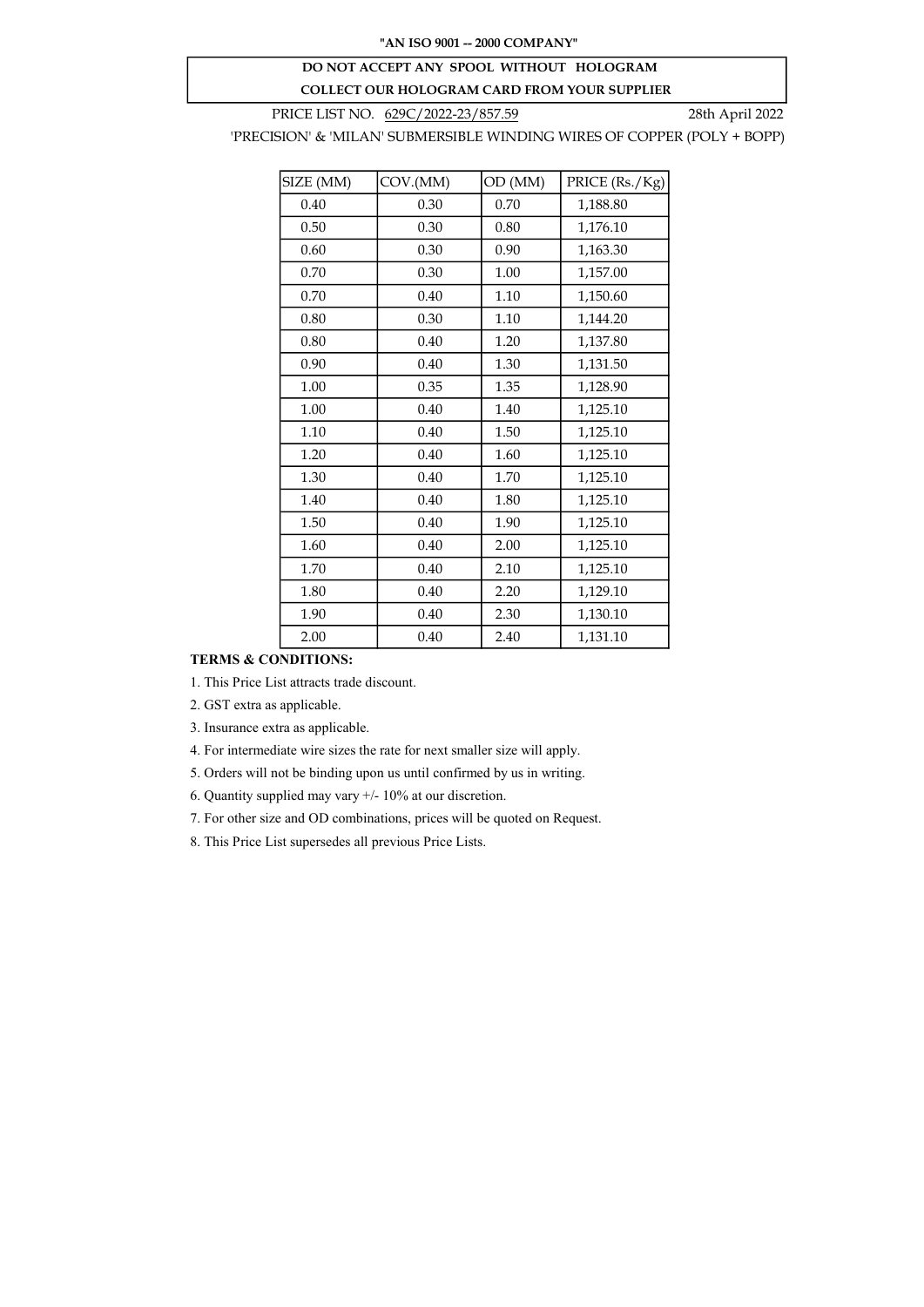"AN ISO 9001 -- 2000 COMPANY"

**DO NOT ACCEPT ANY SPOOL WITHOUT HOLOGRAM**

**COLLECT OUR HOLOGRAM CARD FROM YOUR SUPPLIER**

PRICE LIST NO. 629C/2022-23/857.59 28th April 2022

'PRECISION' & 'MILAN' SUBMERSIBLE WINDING WIRES OF COPPER (POLY + BOPP)

| SIZE (MM) | COV.(MM) | OD (MM) | PRICE (Rs./Kg) |
|---|---|---|---|
| 0.40 | 0.30 | 0.70 | 1,188.80 |
| 0.50 | 0.30 | 0.80 | 1,176.10 |
| 0.60 | 0.30 | 0.90 | 1,163.30 |
| 0.70 | 0.30 | 1.00 | 1,157.00 |
| 0.70 | 0.40 | 1.10 | 1,150.60 |
| 0.80 | 0.30 | 1.10 | 1,144.20 |
| 0.80 | 0.40 | 1.20 | 1,137.80 |
| 0.90 | 0.40 | 1.30 | 1,131.50 |
| 1.00 | 0.35 | 1.35 | 1,128.90 |
| 1.00 | 0.40 | 1.40 | 1,125.10 |
| 1.10 | 0.40 | 1.50 | 1,125.10 |
| 1.20 | 0.40 | 1.60 | 1,125.10 |
| 1.30 | 0.40 | 1.70 | 1,125.10 |
| 1.40 | 0.40 | 1.80 | 1,125.10 |
| 1.50 | 0.40 | 1.90 | 1,125.10 |
| 1.60 | 0.40 | 2.00 | 1,125.10 |
| 1.70 | 0.40 | 2.10 | 1,125.10 |
| 1.80 | 0.40 | 2.20 | 1,129.10 |
| 1.90 | 0.40 | 2.30 | 1,130.10 |
| 2.00 | 0.40 | 2.40 | 1,131.10 |

**TERMS & CONDITIONS:**

1. This Price List attracts trade discount.
2. GST extra as applicable.
3. Insurance extra as applicable.
4. For intermediate wire sizes the rate for next smaller size will apply.
5. Orders will not be binding upon us until confirmed by us in writing.
6. Quantity supplied may vary +/- 10% at our discretion.
7. For other size and OD combinations, prices will be quoted on Request.
8. This Price List supersedes all previous Price Lists.